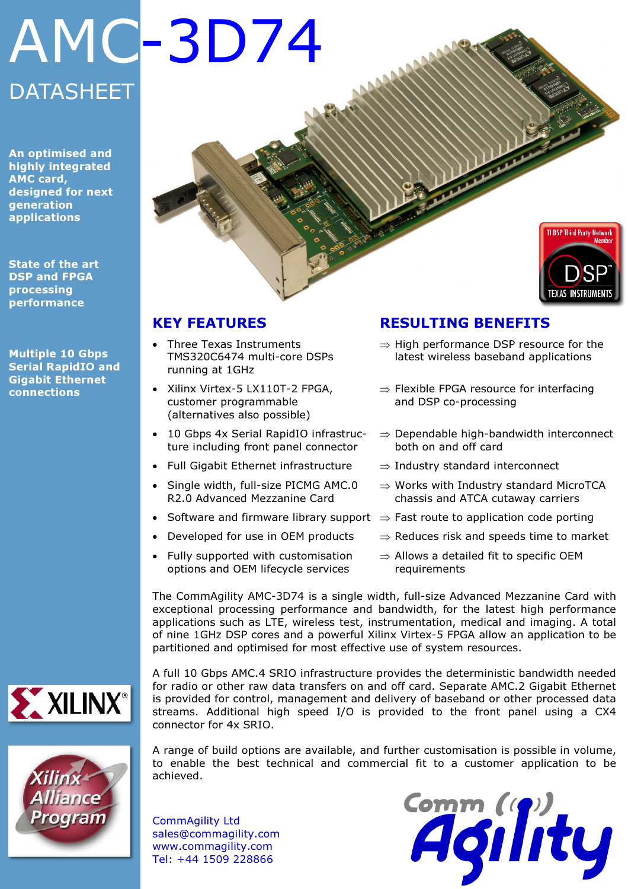# AMC-3D74

DATASHEET

**An optimised and highly integrated AMC card, designed for next generation applications**

**State of the art DSP and FPGA processing performance**

**Multiple 10 Gbps Serial RapidIO and Gigabit Ethernet connections**

## KEY FEATURES / RESULTING BENEFITS

| KEY FEATURES | RESULTING BENEFITS |
| --- | --- |
| Three Texas Instruments TMS320C6474 multi-core DSPs running at 1GHz | ⇒ High performance DSP resource for the latest wireless baseband applications |
| Xilinx Virtex-5 LX110T-2 FPGA, customer programmable (alternatives also possible) | ⇒ Flexible FPGA resource for interfacing and DSP co-processing |
| 10 Gbps 4x Serial RapidIO infrastructure including front panel connector | ⇒ Dependable high-bandwidth interconnect both on and off card |
| Full Gigabit Ethernet infrastructure | ⇒ Industry standard interconnect |
| Single width, full-size PICMG AMC.0 R2.0 Advanced Mezzanine Card | ⇒ Works with Industry standard MicroTCA chassis and ATCA cutaway carriers |
| Software and firmware library support | ⇒ Fast route to application code porting |
| Developed for use in OEM products | ⇒ Reduces risk and speeds time to market |
| Fully supported with customisation options and OEM lifecycle services | ⇒ Allows a detailed fit to specific OEM requirements |

The CommAgility AMC-3D74 is a single width, full-size Advanced Mezzanine Card with exceptional processing performance and bandwidth, for the latest high performance applications such as LTE, wireless test, instrumentation, medical and imaging. A total of nine 1GHz DSP cores and a powerful Xilinx Virtex-5 FPGA allow an application to be partitioned and optimised for most effective use of system resources.

A full 10 Gbps AMC.4 SRIO infrastructure provides the deterministic bandwidth needed for radio or other raw data transfers on and off card. Separate AMC.2 Gigabit Ethernet is provided for control, management and delivery of baseband or other processed data streams. Additional high speed I/O is provided to the front panel using a CX4 connector for 4x SRIO.

A range of build options are available, and further customisation is possible in volume, to enable the best technical and commercial fit to a customer application to be achieved.

CommAgility Ltd
sales@commagility.com
www.commagility.com
Tel: +44 1509 228866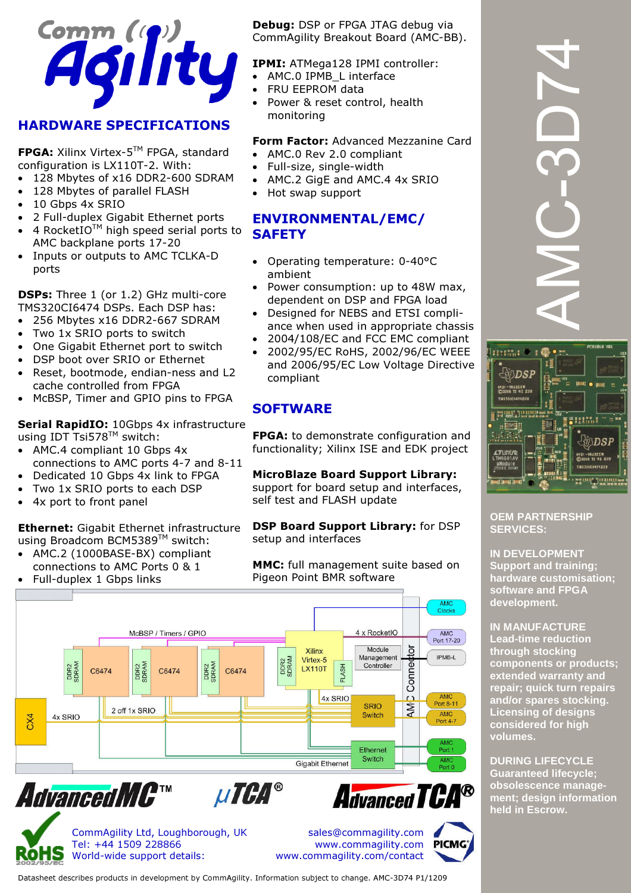# HARDWARE SPECIFICATIONS

**FPGA:** Xilinx Virtex-5™ FPGA, standard configuration is LX110T-2. With:

- 128 Mbytes of x16 DDR2-600 SDRAM
- 128 Mbytes of parallel FLASH
- 10 Gbps 4x SRIO
- 2 Full-duplex Gigabit Ethernet ports
- 4 RocketIO™ high speed serial ports to AMC backplane ports 17-20
- Inputs or outputs to AMC TCLKA-D ports

**DSPs:** Three 1 (or 1.2) GHz multi-core TMS320CI6474 DSPs. Each DSP has:

- 256 Mbytes x16 DDR2-667 SDRAM
- Two 1x SRIO ports to switch
- One Gigabit Ethernet port to switch
- DSP boot over SRIO or Ethernet
- Reset, bootmode, endian-ness and L2 cache controlled from FPGA
- McBSP, Timer and GPIO pins to FPGA

**Serial RapidIO:** 10Gbps 4x infrastructure using IDT Tsi578™ switch:

- AMC.4 compliant 10 Gbps 4x connections to AMC ports 4-7 and 8-11
- Dedicated 10 Gbps 4x link to FPGA
- Two 1x SRIO ports to each DSP
- 4x port to front panel

**Ethernet:** Gigabit Ethernet infrastructure using Broadcom BCM5389™ switch:

- AMC.2 (1000BASE-BX) compliant connections to AMC Ports 0 & 1
- Full-duplex 1 Gbps links

**Debug:** DSP or FPGA JTAG debug via CommAgility Breakout Board (AMC-BB).

**IPMI:** ATMega128 IPMI controller:

- AMC.0 IPMB_L interface
- FRU EEPROM data
- Power & reset control, health monitoring

**Form Factor:** Advanced Mezzanine Card

- AMC.0 Rev 2.0 compliant
- Full-size, single-width
- AMC.2 GigE and AMC.4 4x SRIO
- Hot swap support

# ENVIRONMENTAL/EMC/ SAFETY

- Operating temperature: 0-40°C ambient
- Power consumption: up to 48W max, dependent on DSP and FPGA load
- Designed for NEBS and ETSI compliance when used in appropriate chassis
- 2004/108/EC and FCC EMC compliant
- 2002/95/EC RoHS, 2002/96/EC WEEE and 2006/95/EC Low Voltage Directive compliant

# SOFTWARE

**FPGA:** to demonstrate configuration and functionality; Xilinx ISE and EDK project

**MicroBlaze Board Support Library:** support for board setup and interfaces, self test and FLASH update

**DSP Board Support Library:** for DSP setup and interfaces

**MMC:** full management suite based on Pigeon Point BMR software

AMC Clocks
McBSP / Timers / GPIO
4 x RocketIO
AMC Port 17-20
Xilinx Virtex-5 LX110T
DDR2 SDRAM
FLASH
Module Management Controller
IPMB-L
DDR2 SDRAM C6474
DDR2 SDRAM C6474
DDR2 SDRAM C6474
AMC Connector
4x SRIO
SRIO Switch
AMC Port 8-11
AMC Port 4-7
CX4
4x SRIO
2 off 1x SRIO
Ethernet Switch
AMC Port 1
AMC Port 0
Gigabit Ethernet

AMC-3D74

OEM PARTNERSHIP SERVICES:

IN DEVELOPMENT
Support and training; hardware customisation; software and FPGA development.

IN MANUFACTURE
Lead-time reduction through stocking components or products; extended warranty and repair; quick turn repairs and/or spares stocking. Licensing of designs considered for high volumes.

DURING LIFECYCLE
Guaranteed lifecycle; obsolescence management; design information held in Escrow.

AdvancedMC™ μTCA® AdvancedTCA®

CommAgility Ltd, Loughborough, UK
Tel: +44 1509 228866
World-wide support details:

sales@commagility.com
www.commagility.com
www.commagility.com/contact

Datasheet describes products in development by CommAgility. Information subject to change. AMC-3D74 P1/1209